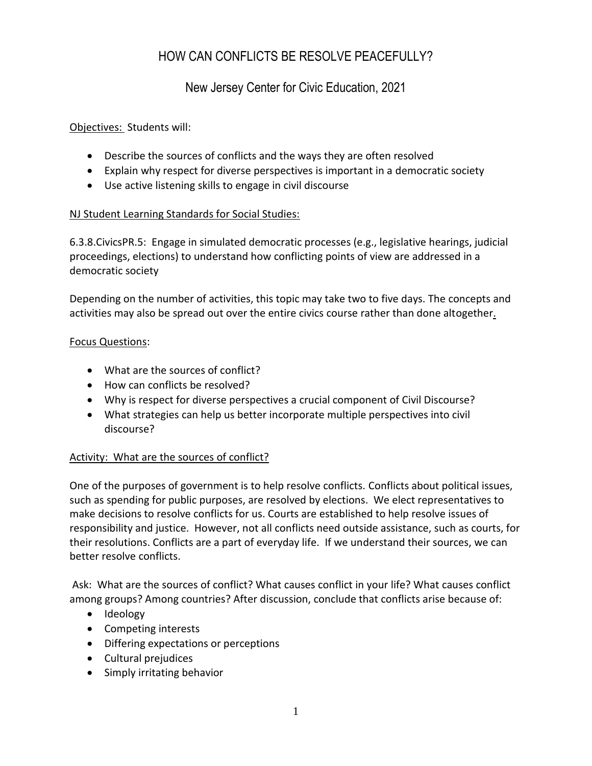# HOW CAN CONFLICTS BE RESOLVE PEACEFULLY?

## New Jersey Center for Civic Education, 2021

Objectives: Students will:

- Describe the sources of conflicts and the ways they are often resolved
- Explain why respect for diverse perspectives is important in a democratic society
- Use active listening skills to engage in civil discourse

NJ Student Learning Standards for Social Studies:

6.3.8.CivicsPR.5: Engage in simulated democratic processes (e.g., legislative hearings, judicial proceedings, elections) to understand how conflicting points of view are addressed in a democratic society

Depending on the number of activities, this topic may take two to five days. The concepts and activities may also be spread out over the entire civics course rather than done altogether.

Focus Questions:

- What are the sources of conflict?
- How can conflicts be resolved?
- Why is respect for diverse perspectives a crucial component of Civil Discourse?
- What strategies can help us better incorporate multiple perspectives into civil discourse?

Activity: What are the sources of conflict?

One of the purposes of government is to help resolve conflicts. Conflicts about political issues, such as spending for public purposes, are resolved by elections. We elect representatives to make decisions to resolve conflicts for us. Courts are established to help resolve issues of responsibility and justice. However, not all conflicts need outside assistance, such as courts, for their resolutions. Conflicts are a part of everyday life. If we understand their sources, we can better resolve conflicts.

Ask: What are the sources of conflict? What causes conflict in your life? What causes conflict among groups? Among countries? After discussion, conclude that conflicts arise because of:

- Ideology
- Competing interests
- Differing expectations or perceptions
- Cultural prejudices
- Simply irritating behavior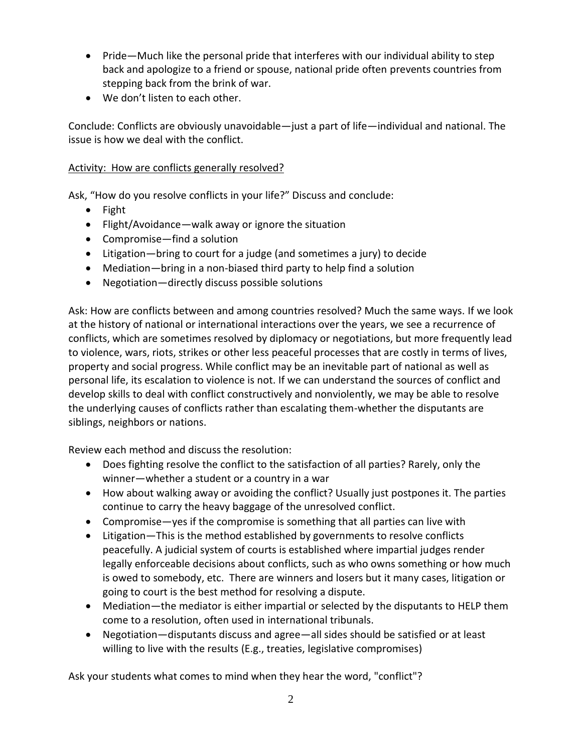- Pride—Much like the personal pride that interferes with our individual ability to step back and apologize to a friend or spouse, national pride often prevents countries from stepping back from the brink of war.
- We don't listen to each other.

Conclude: Conflicts are obviously unavoidable—just a part of life—individual and national. The issue is how we deal with the conflict.

<u>Activity: How are conflicts generally resolved?</u>

Ask, "How do you resolve conflicts in your life?" Discuss and conclude:

- Fight
- Flight/Avoidance—walk away or ignore the situation
- Compromise—find a solution
- Litigation—bring to court for a judge (and sometimes a jury) to decide
- Mediation—bring in a non-biased third party to help find a solution
- Negotiation—directly discuss possible solutions

Ask: How are conflicts between and among countries resolved? Much the same ways. If we look at the history of national or international interactions over the years, we see a recurrence of conflicts, which are sometimes resolved by diplomacy or negotiations, but more frequently lead to violence, wars, riots, strikes or other less peaceful processes that are costly in terms of lives, property and social progress. While conflict may be an inevitable part of national as well as personal life, its escalation to violence is not. If we can understand the sources of conflict and develop skills to deal with conflict constructively and nonviolently, we may be able to resolve the underlying causes of conflicts rather than escalating them-whether the disputants are siblings, neighbors or nations.

Review each method and discuss the resolution:

- Does fighting resolve the conflict to the satisfaction of all parties? Rarely, only the winner—whether a student or a country in a war
- How about walking away or avoiding the conflict? Usually just postpones it. The parties continue to carry the heavy baggage of the unresolved conflict.
- Compromise—yes if the compromise is something that all parties can live with
- Litigation—This is the method established by governments to resolve conflicts peacefully. A judicial system of courts is established where impartial judges render legally enforceable decisions about conflicts, such as who owns something or how much is owed to somebody, etc. There are winners and losers but it many cases, litigation or going to court is the best method for resolving a dispute.
- Mediation—the mediator is either impartial or selected by the disputants to HELP them come to a resolution, often used in international tribunals.
- Negotiation—disputants discuss and agree—all sides should be satisfied or at least willing to live with the results (E.g., treaties, legislative compromises)

Ask your students what comes to mind when they hear the word, "conflict"?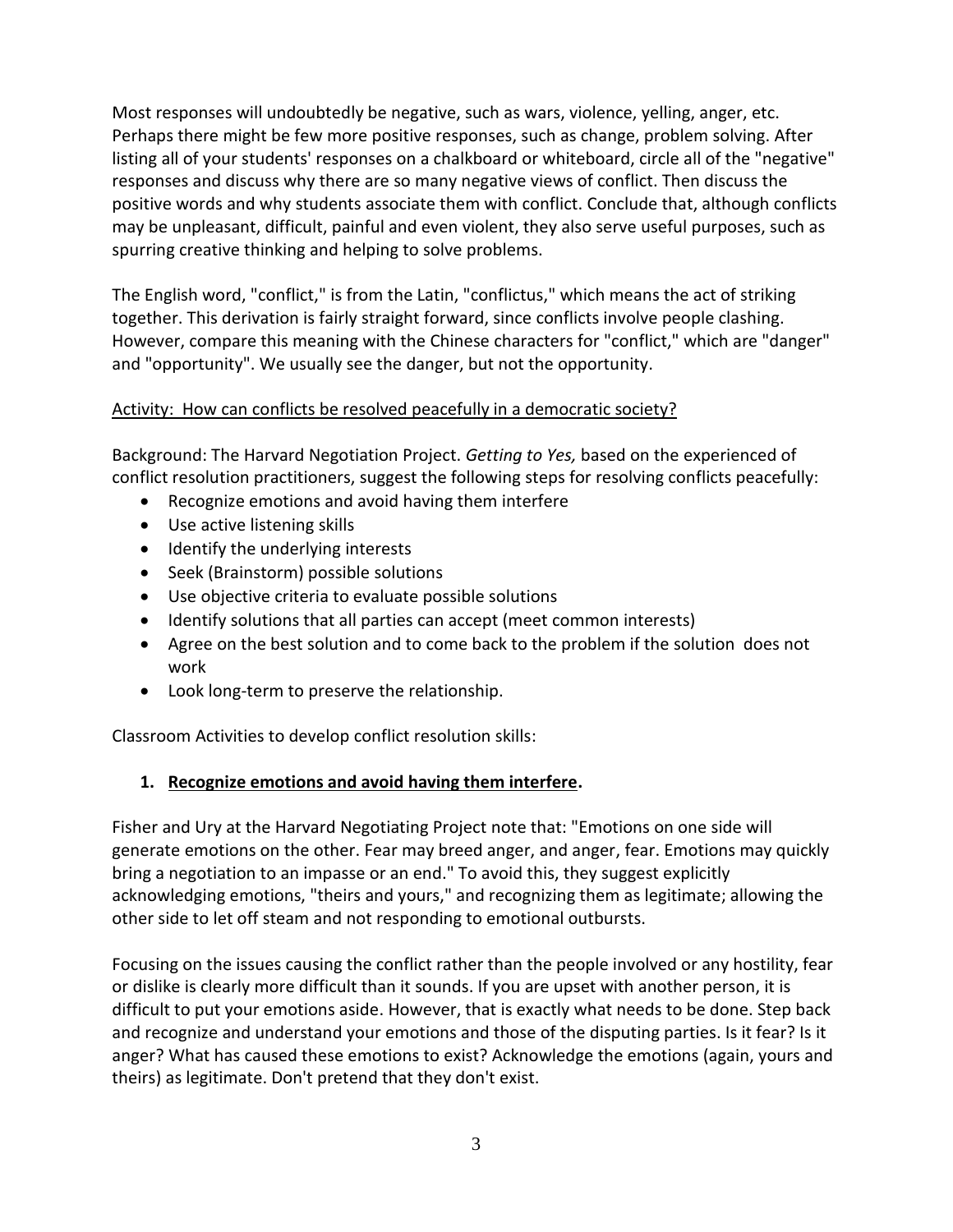Most responses will undoubtedly be negative, such as wars, violence, yelling, anger, etc. Perhaps there might be few more positive responses, such as change, problem solving. After listing all of your students' responses on a chalkboard or whiteboard, circle all of the "negative" responses and discuss why there are so many negative views of conflict. Then discuss the positive words and why students associate them with conflict. Conclude that, although conflicts may be unpleasant, difficult, painful and even violent, they also serve useful purposes, such as spurring creative thinking and helping to solve problems.

The English word, "conflict," is from the Latin, "conflictus," which means the act of striking together. This derivation is fairly straight forward, since conflicts involve people clashing. However, compare this meaning with the Chinese characters for "conflict," which are "danger" and "opportunity". We usually see the danger, but not the opportunity.

<u>Activity: How can conflicts be resolved peacefully in a democratic society?</u>

Background: The Harvard Negotiation Project. *Getting to Yes,* based on the experienced of conflict resolution practitioners, suggest the following steps for resolving conflicts peacefully:

- Recognize emotions and avoid having them interfere
- Use active listening skills
- Identify the underlying interests
- Seek (Brainstorm) possible solutions
- Use objective criteria to evaluate possible solutions
- Identify solutions that all parties can accept (meet common interests)
- Agree on the best solution and to come back to the problem if the solution does not work
- Look long-term to preserve the relationship.

Classroom Activities to develop conflict resolution skills:

1. **<u>Recognize emotions and avoid having them interfere</u>.**

Fisher and Ury at the Harvard Negotiating Project note that: "Emotions on one side will generate emotions on the other. Fear may breed anger, and anger, fear. Emotions may quickly bring a negotiation to an impasse or an end." To avoid this, they suggest explicitly acknowledging emotions, "theirs and yours," and recognizing them as legitimate; allowing the other side to let off steam and not responding to emotional outbursts.

Focusing on the issues causing the conflict rather than the people involved or any hostility, fear or dislike is clearly more difficult than it sounds. If you are upset with another person, it is difficult to put your emotions aside. However, that is exactly what needs to be done. Step back and recognize and understand your emotions and those of the disputing parties. Is it fear? Is it anger? What has caused these emotions to exist? Acknowledge the emotions (again, yours and theirs) as legitimate. Don't pretend that they don't exist.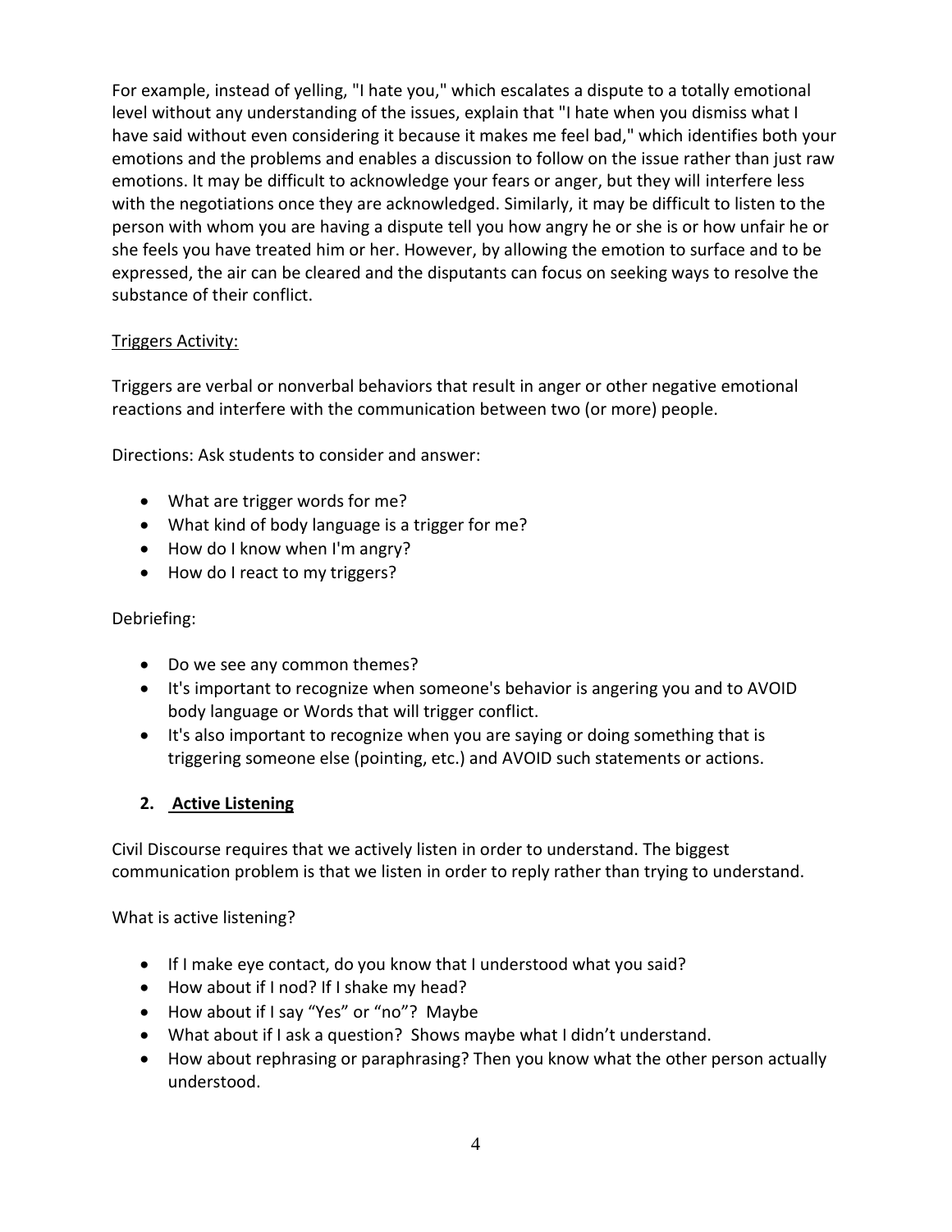For example, instead of yelling, "I hate you," which escalates a dispute to a totally emotional level without any understanding of the issues, explain that "I hate when you dismiss what I have said without even considering it because it makes me feel bad," which identifies both your emotions and the problems and enables a discussion to follow on the issue rather than just raw emotions. It may be difficult to acknowledge your fears or anger, but they will interfere less with the negotiations once they are acknowledged. Similarly, it may be difficult to listen to the person with whom you are having a dispute tell you how angry he or she is or how unfair he or she feels you have treated him or her. However, by allowing the emotion to surface and to be expressed, the air can be cleared and the disputants can focus on seeking ways to resolve the substance of their conflict.

<u>Triggers Activity:</u>

Triggers are verbal or nonverbal behaviors that result in anger or other negative emotional reactions and interfere with the communication between two (or more) people.

Directions: Ask students to consider and answer:

- What are trigger words for me?
- What kind of body language is a trigger for me?
- How do I know when I'm angry?
- How do I react to my triggers?

Debriefing:

- Do we see any common themes?
- It's important to recognize when someone's behavior is angering you and to AVOID body language or Words that will trigger conflict.
- It's also important to recognize when you are saying or doing something that is triggering someone else (pointing, etc.) and AVOID such statements or actions.

## 2. <u>Active Listening</u>

Civil Discourse requires that we actively listen in order to understand. The biggest communication problem is that we listen in order to reply rather than trying to understand.

What is active listening?

- If I make eye contact, do you know that I understood what you said?
- How about if I nod? If I shake my head?
- How about if I say "Yes" or "no"? Maybe
- What about if I ask a question? Shows maybe what I didn't understand.
- How about rephrasing or paraphrasing? Then you know what the other person actually understood.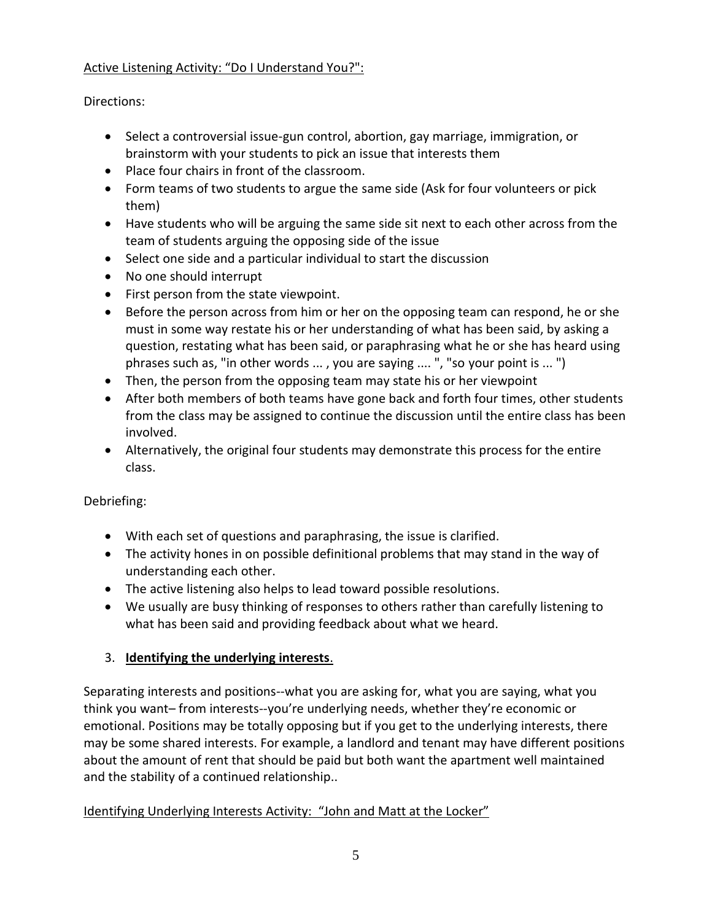<u>Active Listening Activity: "Do I Understand You?":</u>

Directions:

- Select a controversial issue-gun control, abortion, gay marriage, immigration, or brainstorm with your students to pick an issue that interests them
- Place four chairs in front of the classroom.
- Form teams of two students to argue the same side (Ask for four volunteers or pick them)
- Have students who will be arguing the same side sit next to each other across from the team of students arguing the opposing side of the issue
- Select one side and a particular individual to start the discussion
- No one should interrupt
- First person from the state viewpoint.
- Before the person across from him or her on the opposing team can respond, he or she must in some way restate his or her understanding of what has been said, by asking a question, restating what has been said, or paraphrasing what he or she has heard using phrases such as, "in other words ... , you are saying .... ", "so your point is ... ")
- Then, the person from the opposing team may state his or her viewpoint
- After both members of both teams have gone back and forth four times, other students from the class may be assigned to continue the discussion until the entire class has been involved.
- Alternatively, the original four students may demonstrate this process for the entire class.

Debriefing:

- With each set of questions and paraphrasing, the issue is clarified.
- The activity hones in on possible definitional problems that may stand in the way of understanding each other.
- The active listening also helps to lead toward possible resolutions.
- We usually are busy thinking of responses to others rather than carefully listening to what has been said and providing feedback about what we heard.

3. **<u>Identifying the underlying interests</u>**.

Separating interests and positions--what you are asking for, what you are saying, what you think you want– from interests--you're underlying needs, whether they're economic or emotional. Positions may be totally opposing but if you get to the underlying interests, there may be some shared interests. For example, a landlord and tenant may have different positions about the amount of rent that should be paid but both want the apartment well maintained and the stability of a continued relationship..

<u>Identifying Underlying Interests Activity: "John and Matt at the Locker"</u>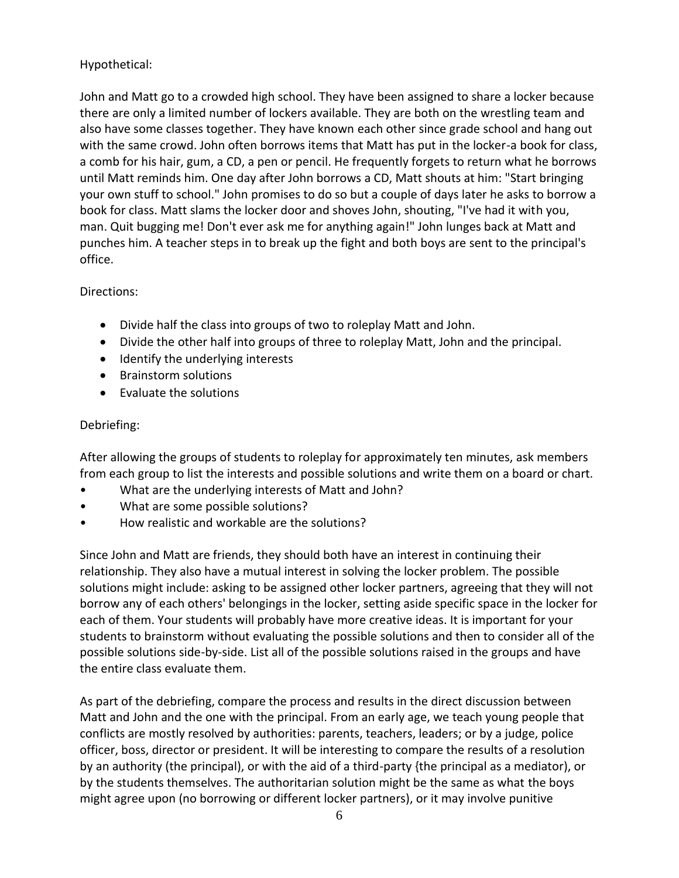Hypothetical:

John and Matt go to a crowded high school. They have been assigned to share a locker because there are only a limited number of lockers available. They are both on the wrestling team and also have some classes together. They have known each other since grade school and hang out with the same crowd. John often borrows items that Matt has put in the locker-a book for class, a comb for his hair, gum, a CD, a pen or pencil. He frequently forgets to return what he borrows until Matt reminds him. One day after John borrows a CD, Matt shouts at him: "Start bringing your own stuff to school." John promises to do so but a couple of days later he asks to borrow a book for class. Matt slams the locker door and shoves John, shouting, "I've had it with you, man. Quit bugging me! Don't ever ask me for anything again!" John lunges back at Matt and punches him. A teacher steps in to break up the fight and both boys are sent to the principal's office.

Directions:

- Divide half the class into groups of two to roleplay Matt and John.
- Divide the other half into groups of three to roleplay Matt, John and the principal.
- Identify the underlying interests
- Brainstorm solutions
- Evaluate the solutions

Debriefing:

After allowing the groups of students to roleplay for approximately ten minutes, ask members from each group to list the interests and possible solutions and write them on a board or chart.

- What are the underlying interests of Matt and John?
- What are some possible solutions?
- How realistic and workable are the solutions?

Since John and Matt are friends, they should both have an interest in continuing their relationship. They also have a mutual interest in solving the locker problem. The possible solutions might include: asking to be assigned other locker partners, agreeing that they will not borrow any of each others' belongings in the locker, setting aside specific space in the locker for each of them. Your students will probably have more creative ideas. It is important for your students to brainstorm without evaluating the possible solutions and then to consider all of the possible solutions side-by-side. List all of the possible solutions raised in the groups and have the entire class evaluate them.

As part of the debriefing, compare the process and results in the direct discussion between Matt and John and the one with the principal. From an early age, we teach young people that conflicts are mostly resolved by authorities: parents, teachers, leaders; or by a judge, police officer, boss, director or president. It will be interesting to compare the results of a resolution by an authority (the principal), or with the aid of a third-party {the principal as a mediator), or by the students themselves. The authoritarian solution might be the same as what the boys might agree upon (no borrowing or different locker partners), or it may involve punitive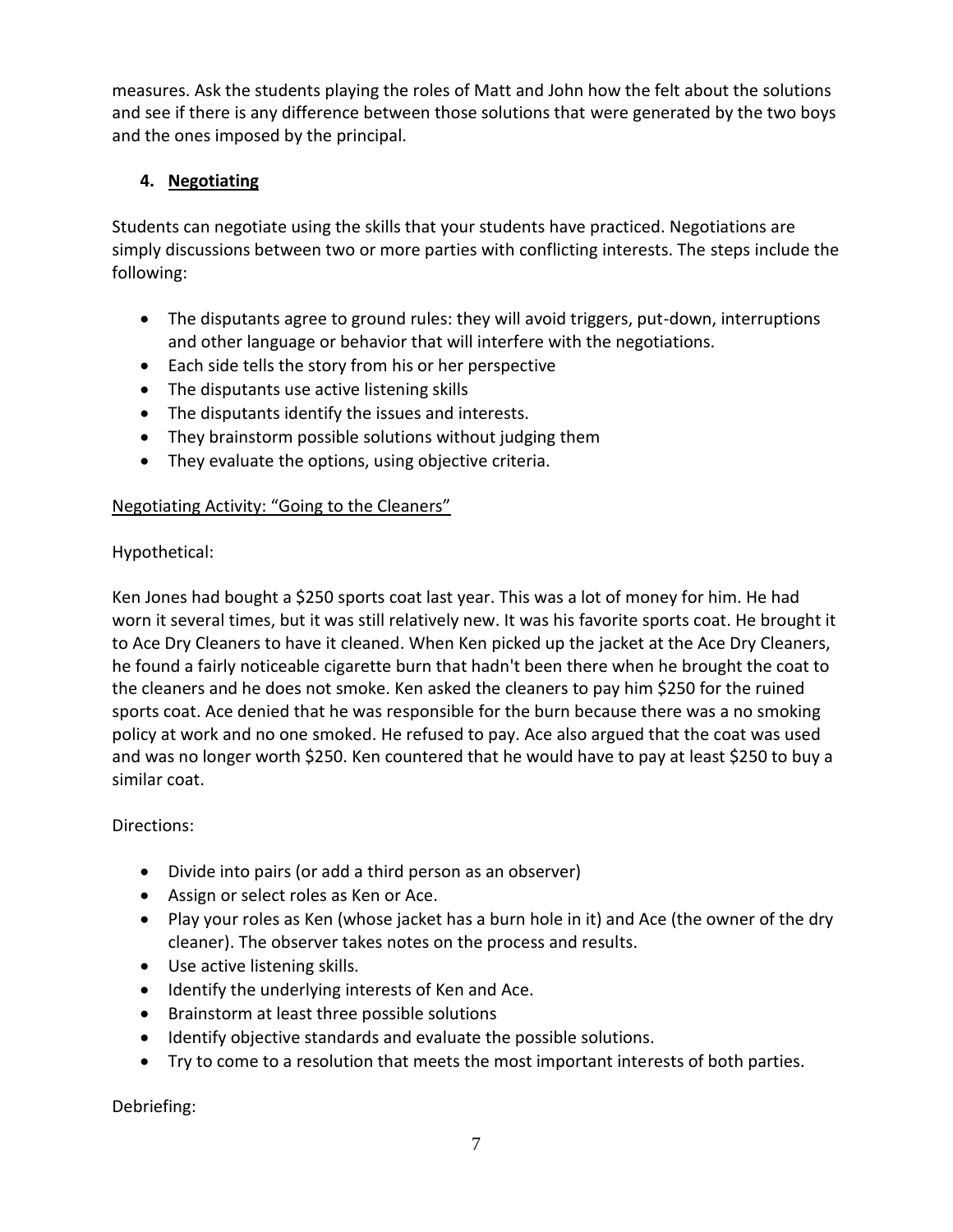measures. Ask the students playing the roles of Matt and John how the felt about the solutions and see if there is any difference between those solutions that were generated by the two boys and the ones imposed by the principal.

### 4. Negotiating

Students can negotiate using the skills that your students have practiced. Negotiations are simply discussions between two or more parties with conflicting interests. The steps include the following:

- The disputants agree to ground rules: they will avoid triggers, put-down, interruptions and other language or behavior that will interfere with the negotiations.
- Each side tells the story from his or her perspective
- The disputants use active listening skills
- The disputants identify the issues and interests.
- They brainstorm possible solutions without judging them
- They evaluate the options, using objective criteria.

Negotiating Activity: "Going to the Cleaners"

Hypothetical:

Ken Jones had bought a $250 sports coat last year. This was a lot of money for him. He had worn it several times, but it was still relatively new. It was his favorite sports coat. He brought it to Ace Dry Cleaners to have it cleaned. When Ken picked up the jacket at the Ace Dry Cleaners, he found a fairly noticeable cigarette burn that hadn't been there when he brought the coat to the cleaners and he does not smoke. Ken asked the cleaners to pay him $250 for the ruined sports coat. Ace denied that he was responsible for the burn because there was a no smoking policy at work and no one smoked. He refused to pay. Ace also argued that the coat was used and was no longer worth $250. Ken countered that he would have to pay at least $250 to buy a similar coat.

Directions:

- Divide into pairs (or add a third person as an observer)
- Assign or select roles as Ken or Ace.
- Play your roles as Ken (whose jacket has a burn hole in it) and Ace (the owner of the dry cleaner). The observer takes notes on the process and results.
- Use active listening skills.
- Identify the underlying interests of Ken and Ace.
- Brainstorm at least three possible solutions
- Identify objective standards and evaluate the possible solutions.
- Try to come to a resolution that meets the most important interests of both parties.

Debriefing: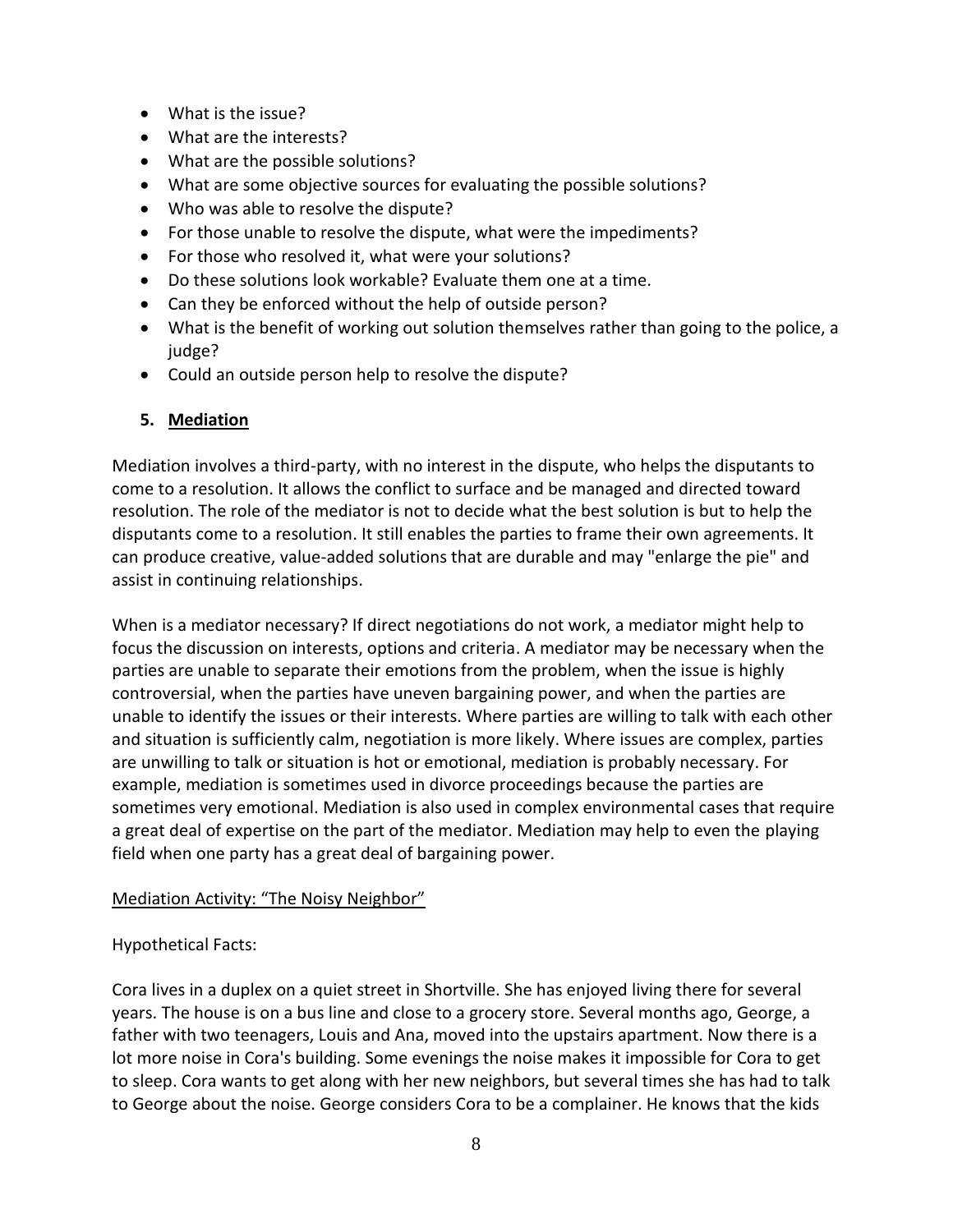- What is the issue?
- What are the interests?
- What are the possible solutions?
- What are some objective sources for evaluating the possible solutions?
- Who was able to resolve the dispute?
- For those unable to resolve the dispute, what were the impediments?
- For those who resolved it, what were your solutions?
- Do these solutions look workable? Evaluate them one at a time.
- Can they be enforced without the help of outside person?
- What is the benefit of working out solution themselves rather than going to the police, a judge?
- Could an outside person help to resolve the dispute?

### 5. Mediation

Mediation involves a third-party, with no interest in the dispute, who helps the disputants to come to a resolution. It allows the conflict to surface and be managed and directed toward resolution. The role of the mediator is not to decide what the best solution is but to help the disputants come to a resolution. It still enables the parties to frame their own agreements. It can produce creative, value-added solutions that are durable and may "enlarge the pie" and assist in continuing relationships.

When is a mediator necessary? If direct negotiations do not work, a mediator might help to focus the discussion on interests, options and criteria. A mediator may be necessary when the parties are unable to separate their emotions from the problem, when the issue is highly controversial, when the parties have uneven bargaining power, and when the parties are unable to identify the issues or their interests. Where parties are willing to talk with each other and situation is sufficiently calm, negotiation is more likely. Where issues are complex, parties are unwilling to talk or situation is hot or emotional, mediation is probably necessary. For example, mediation is sometimes used in divorce proceedings because the parties are sometimes very emotional. Mediation is also used in complex environmental cases that require a great deal of expertise on the part of the mediator. Mediation may help to even the playing field when one party has a great deal of bargaining power.

Mediation Activity: "The Noisy Neighbor"

Hypothetical Facts:

Cora lives in a duplex on a quiet street in Shortville. She has enjoyed living there for several years. The house is on a bus line and close to a grocery store. Several months ago, George, a father with two teenagers, Louis and Ana, moved into the upstairs apartment. Now there is a lot more noise in Cora's building. Some evenings the noise makes it impossible for Cora to get to sleep. Cora wants to get along with her new neighbors, but several times she has had to talk to George about the noise. George considers Cora to be a complainer. He knows that the kids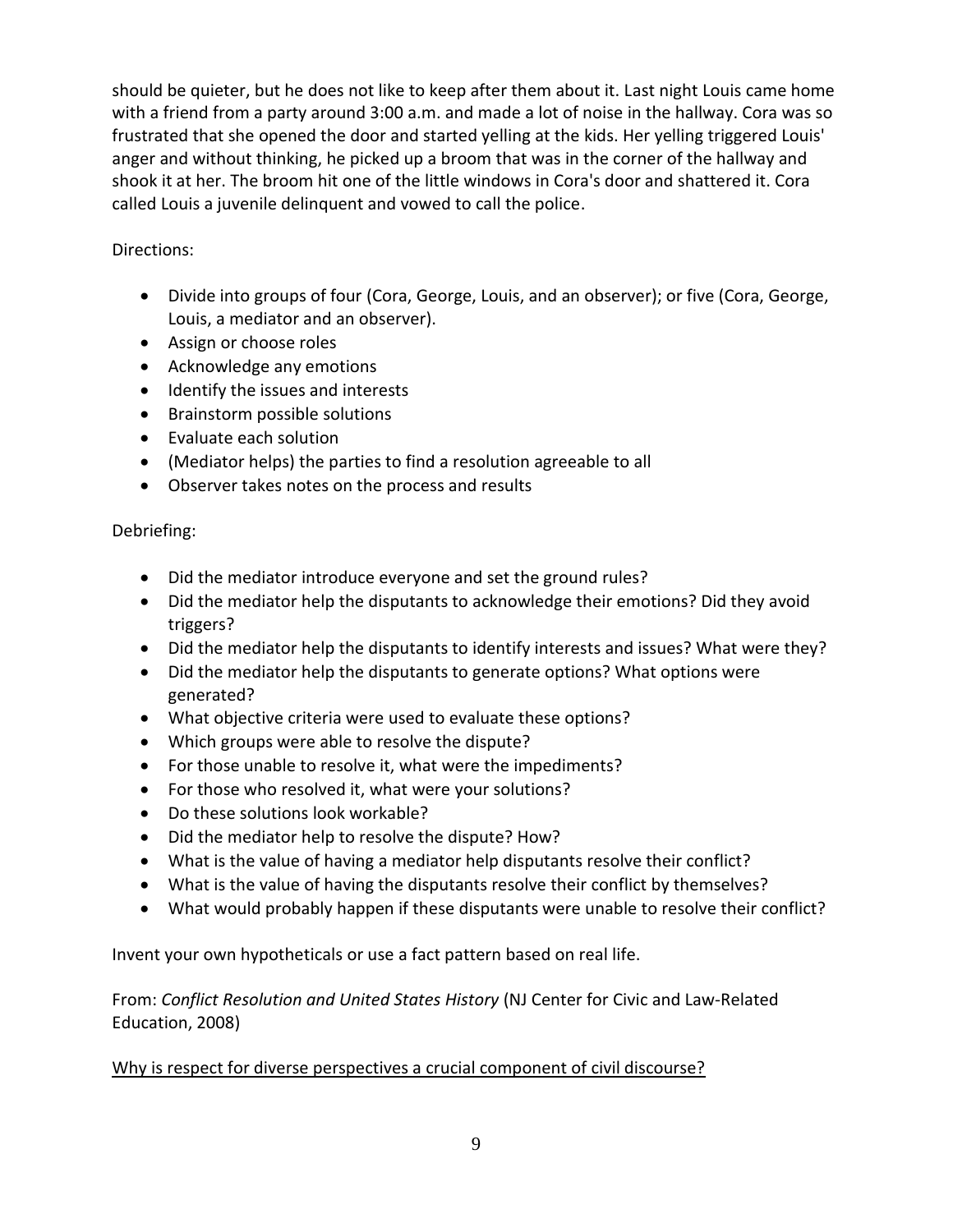should be quieter, but he does not like to keep after them about it. Last night Louis came home with a friend from a party around 3:00 a.m. and made a lot of noise in the hallway. Cora was so frustrated that she opened the door and started yelling at the kids. Her yelling triggered Louis' anger and without thinking, he picked up a broom that was in the corner of the hallway and shook it at her. The broom hit one of the little windows in Cora's door and shattered it. Cora called Louis a juvenile delinquent and vowed to call the police.

Directions:

- Divide into groups of four (Cora, George, Louis, and an observer); or five (Cora, George, Louis, a mediator and an observer).
- Assign or choose roles
- Acknowledge any emotions
- Identify the issues and interests
- Brainstorm possible solutions
- Evaluate each solution
- (Mediator helps) the parties to find a resolution agreeable to all
- Observer takes notes on the process and results

Debriefing:

- Did the mediator introduce everyone and set the ground rules?
- Did the mediator help the disputants to acknowledge their emotions? Did they avoid triggers?
- Did the mediator help the disputants to identify interests and issues? What were they?
- Did the mediator help the disputants to generate options? What options were generated?
- What objective criteria were used to evaluate these options?
- Which groups were able to resolve the dispute?
- For those unable to resolve it, what were the impediments?
- For those who resolved it, what were your solutions?
- Do these solutions look workable?
- Did the mediator help to resolve the dispute? How?
- What is the value of having a mediator help disputants resolve their conflict?
- What is the value of having the disputants resolve their conflict by themselves?
- What would probably happen if these disputants were unable to resolve their conflict?

Invent your own hypotheticals or use a fact pattern based on real life.

From: *Conflict Resolution and United States History* (NJ Center for Civic and Law-Related Education, 2008)

<u>Why is respect for diverse perspectives a crucial component of civil discourse?</u>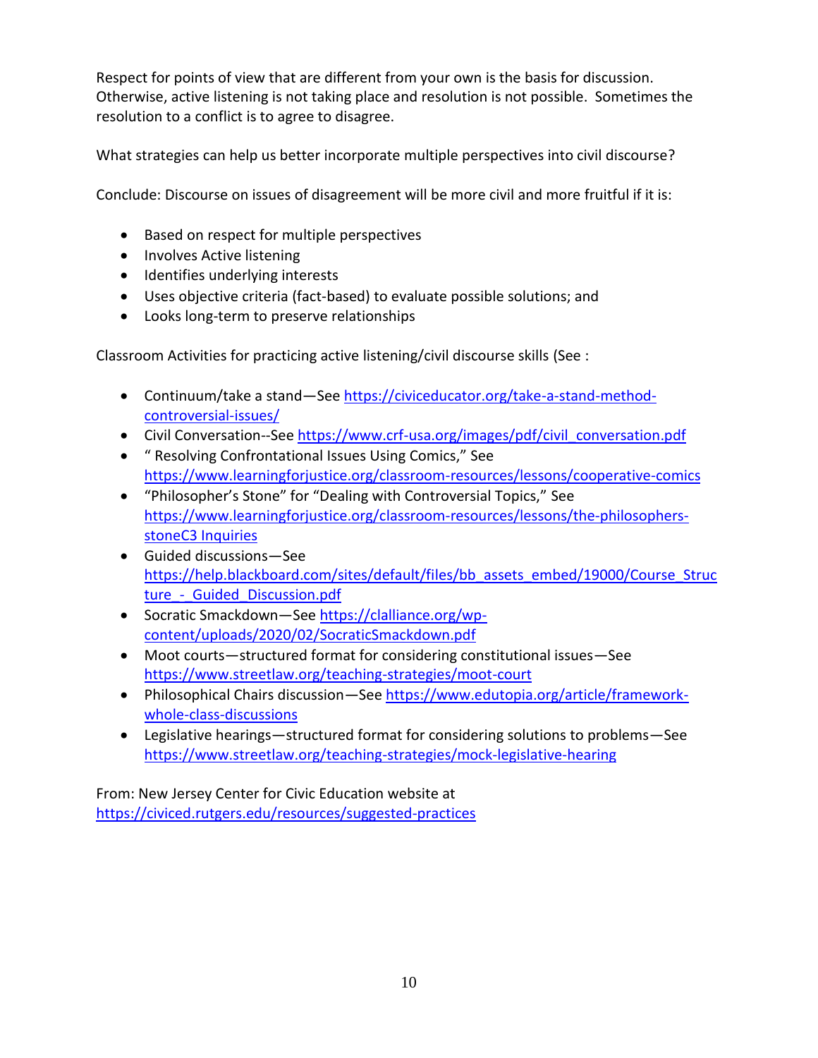Respect for points of view that are different from your own is the basis for discussion. Otherwise, active listening is not taking place and resolution is not possible. Sometimes the resolution to a conflict is to agree to disagree.

What strategies can help us better incorporate multiple perspectives into civil discourse?

Conclude: Discourse on issues of disagreement will be more civil and more fruitful if it is:

- Based on respect for multiple perspectives
- Involves Active listening
- Identifies underlying interests
- Uses objective criteria (fact-based) to evaluate possible solutions; and
- Looks long-term to preserve relationships

Classroom Activities for practicing active listening/civil discourse skills (See :

- Continuum/take a stand—See [https://civiceducator.org/take-a-stand-method-controversial-issues/](https://civiceducator.org/take-a-stand-method-controversial-issues/)
- Civil Conversation--See [https://www.crf-usa.org/images/pdf/civil_conversation.pdf](https://www.crf-usa.org/images/pdf/civil_conversation.pdf)
- " Resolving Confrontational Issues Using Comics," See [https://www.learningforjustice.org/classroom-resources/lessons/cooperative-comics](https://www.learningforjustice.org/classroom-resources/lessons/cooperative-comics)
- "Philosopher's Stone" for "Dealing with Controversial Topics," See [https://www.learningforjustice.org/classroom-resources/lessons/the-philosophers-stoneC3 Inquiries](https://www.learningforjustice.org/classroom-resources/lessons/the-philosophers-stone)
- Guided discussions—See [https://help.blackboard.com/sites/default/files/bb_assets_embed/19000/Course_Structure_-_Guided_Discussion.pdf](https://help.blackboard.com/sites/default/files/bb_assets_embed/19000/Course_Structure_-_Guided_Discussion.pdf)
- Socratic Smackdown—See [https://clalliance.org/wp-content/uploads/2020/02/SocraticSmackdown.pdf](https://clalliance.org/wp-content/uploads/2020/02/SocraticSmackdown.pdf)
- Moot courts—structured format for considering constitutional issues—See [https://www.streetlaw.org/teaching-strategies/moot-court](https://www.streetlaw.org/teaching-strategies/moot-court)
- Philosophical Chairs discussion—See [https://www.edutopia.org/article/framework-whole-class-discussions](https://www.edutopia.org/article/framework-whole-class-discussions)
- Legislative hearings—structured format for considering solutions to problems—See [https://www.streetlaw.org/teaching-strategies/mock-legislative-hearing](https://www.streetlaw.org/teaching-strategies/mock-legislative-hearing)

From: New Jersey Center for Civic Education website at [https://civiced.rutgers.edu/resources/suggested-practices](https://civiced.rutgers.edu/resources/suggested-practices)